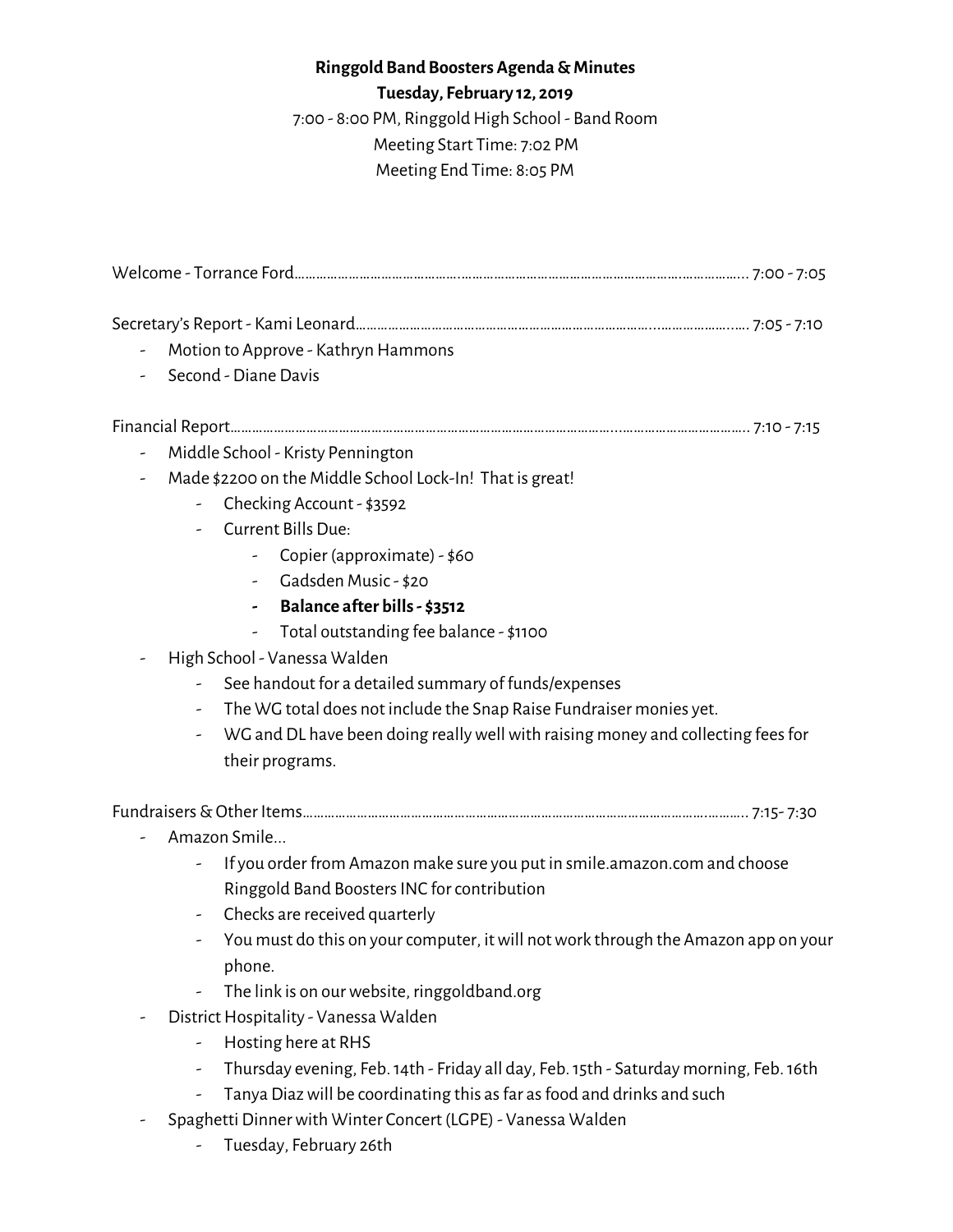**Ringgold Band Boosters Agenda & Minutes**

**Tuesday, February 12, 2019**

7:00 - 8:00 PM, Ringgold High School - Band Room

Meeting Start Time: 7:02 PM

Meeting End Time: 8:05 PM

Welcome - Torrance Ford……………………………………………………………………………………………… 7:00 - 7:05

Secretary's Report - Kami Leonard……………………………………………………………………………………… 7:05 - 7:10

- Motion to Approve - Kathryn Hammons
- Second - Diane Davis

Financial Report……………………………………………………………………………………………………… 7:10 - 7:15

- Middle School - Kristy Pennington
- Made $2200 on the Middle School Lock-In! That is great!
    - Checking Account - $3592
    - Current Bills Due:
        - Copier (approximate) - $60
        - Gadsden Music - $20
        - **Balance after bills - $3512**
        - Total outstanding fee balance - $1100
- High School - Vanessa Walden
    - See handout for a detailed summary of funds/expenses
    - The WG total does not include the Snap Raise Fundraiser monies yet.
    - WG and DL have been doing really well with raising money and collecting fees for their programs.

Fundraisers & Other Items…………………………………………………………………………………………… 7:15- 7:30

- Amazon Smile…
    - If you order from Amazon make sure you put in smile.amazon.com and choose Ringgold Band Boosters INC for contribution
    - Checks are received quarterly
    - You must do this on your computer, it will not work through the Amazon app on your phone.
    - The link is on our website, ringgoldband.org
- District Hospitality - Vanessa Walden
    - Hosting here at RHS
    - Thursday evening, Feb. 14th - Friday all day, Feb. 15th - Saturday morning, Feb. 16th
    - Tanya Diaz will be coordinating this as far as food and drinks and such
- Spaghetti Dinner with Winter Concert (LGPE) - Vanessa Walden
    - Tuesday, February 26th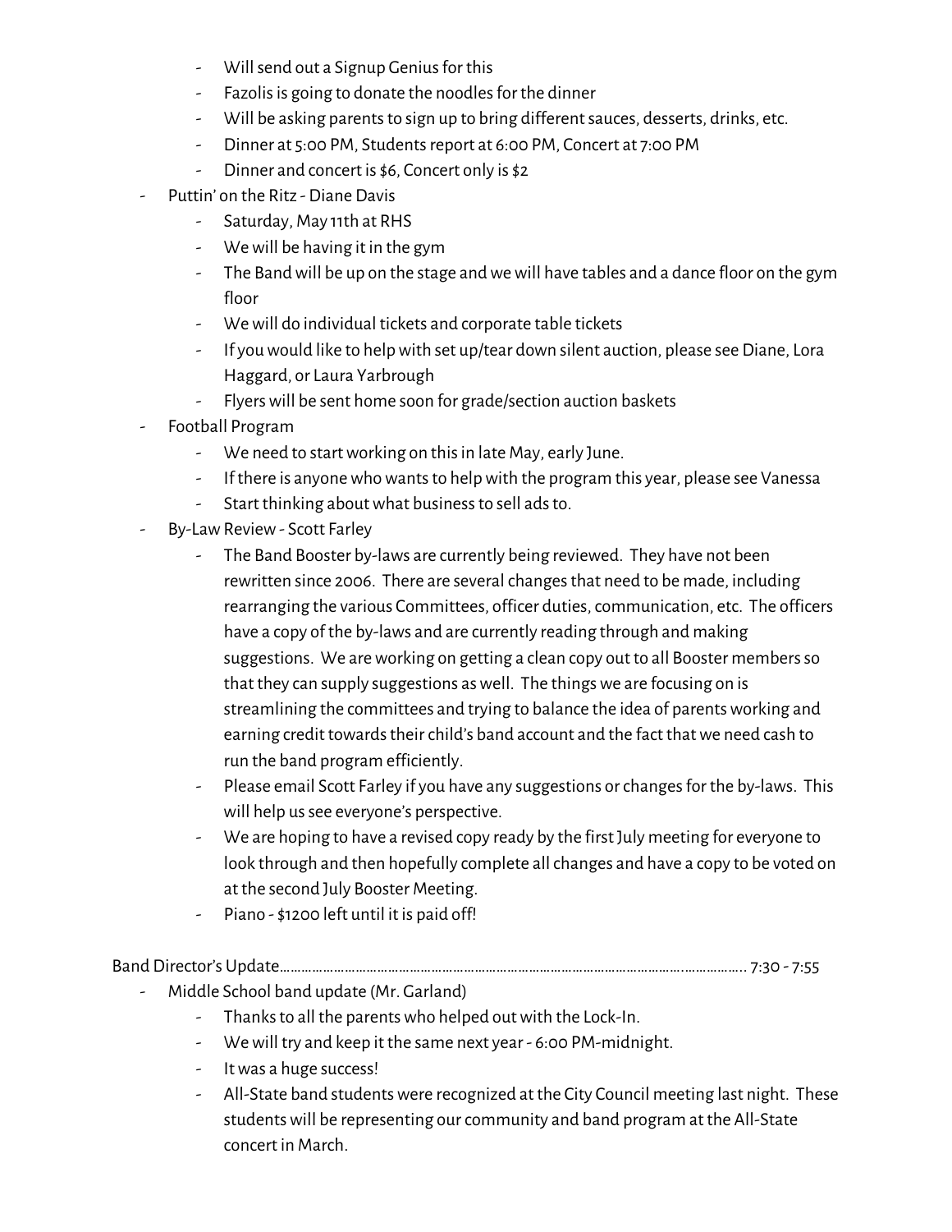- Will send out a Signup Genius for this
    - Fazolis is going to donate the noodles for the dinner
    - Will be asking parents to sign up to bring different sauces, desserts, drinks, etc.
    - Dinner at 5:00 PM, Students report at 6:00 PM, Concert at 7:00 PM
    - Dinner and concert is $6, Concert only is $2
- Puttin' on the Ritz - Diane Davis
    - Saturday, May 11th at RHS
    - We will be having it in the gym
    - The Band will be up on the stage and we will have tables and a dance floor on the gym floor
    - We will do individual tickets and corporate table tickets
    - If you would like to help with set up/tear down silent auction, please see Diane, Lora Haggard, or Laura Yarbrough
    - Flyers will be sent home soon for grade/section auction baskets
- Football Program
    - We need to start working on this in late May, early June.
    - If there is anyone who wants to help with the program this year, please see Vanessa
    - Start thinking about what business to sell ads to.
- By-Law Review - Scott Farley
    - The Band Booster by-laws are currently being reviewed. They have not been rewritten since 2006. There are several changes that need to be made, including rearranging the various Committees, officer duties, communication, etc. The officers have a copy of the by-laws and are currently reading through and making suggestions. We are working on getting a clean copy out to all Booster members so that they can supply suggestions as well. The things we are focusing on is streamlining the committees and trying to balance the idea of parents working and earning credit towards their child's band account and the fact that we need cash to run the band program efficiently.
    - Please email Scott Farley if you have any suggestions or changes for the by-laws. This will help us see everyone's perspective.
    - We are hoping to have a revised copy ready by the first July meeting for everyone to look through and then hopefully complete all changes and have a copy to be voted on at the second July Booster Meeting.
    - Piano - $1200 left until it is paid off!

Band Director's Update……………………………………………………………………………………………………….. 7:30 - 7:55

- Middle School band update (Mr. Garland)
    - Thanks to all the parents who helped out with the Lock-In.
    - We will try and keep it the same next year - 6:00 PM-midnight.
    - It was a huge success!
    - All-State band students were recognized at the City Council meeting last night. These students will be representing our community and band program at the All-State concert in March.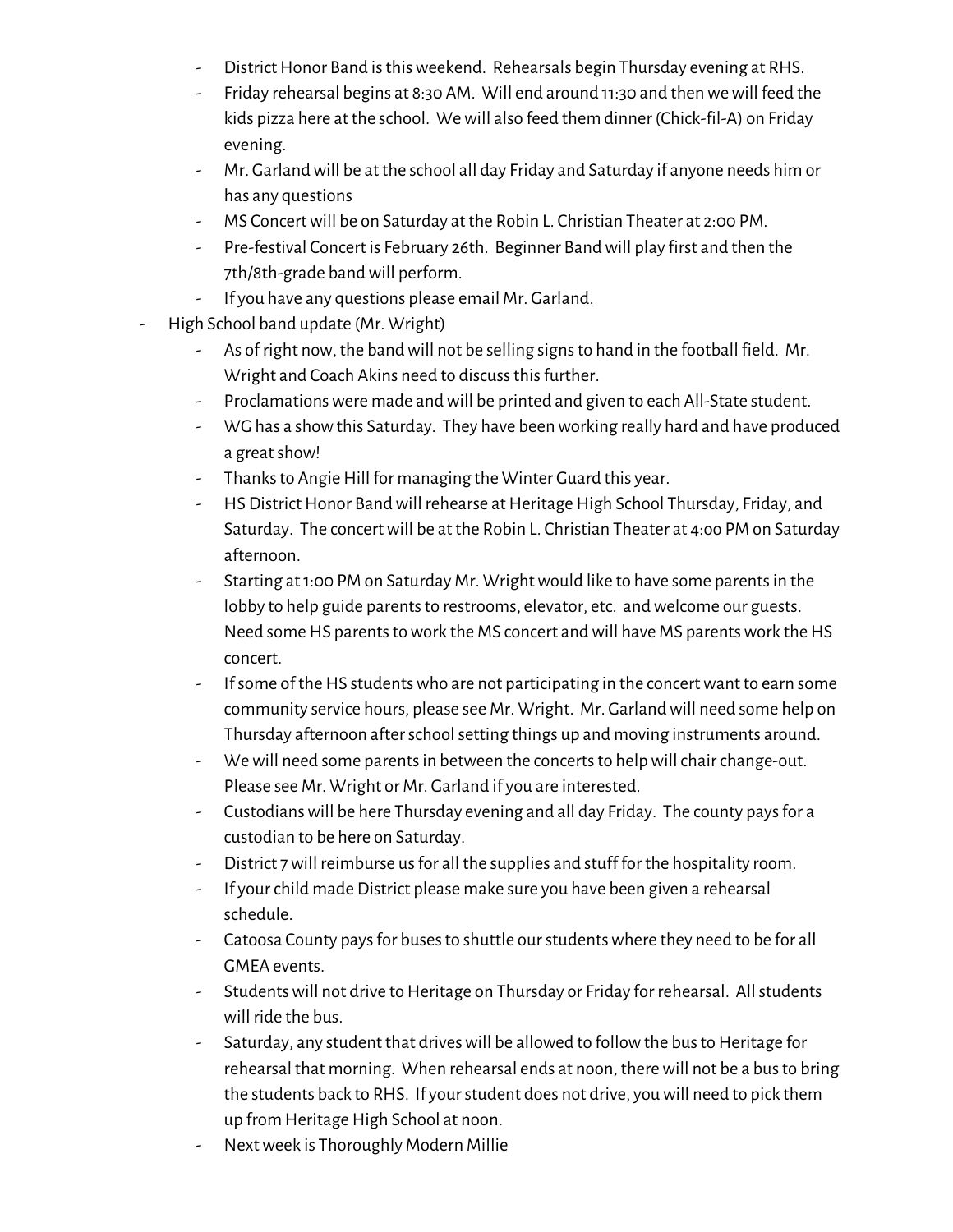- District Honor Band is this weekend. Rehearsals begin Thursday evening at RHS.
    - Friday rehearsal begins at 8:30 AM. Will end around 11:30 and then we will feed the kids pizza here at the school. We will also feed them dinner (Chick-fil-A) on Friday evening.
    - Mr. Garland will be at the school all day Friday and Saturday if anyone needs him or has any questions
    - MS Concert will be on Saturday at the Robin L. Christian Theater at 2:00 PM.
    - Pre-festival Concert is February 26th. Beginner Band will play first and then the 7th/8th-grade band will perform.
    - If you have any questions please email Mr. Garland.
- High School band update (Mr. Wright)
    - As of right now, the band will not be selling signs to hand in the football field. Mr. Wright and Coach Akins need to discuss this further.
    - Proclamations were made and will be printed and given to each All-State student.
    - WG has a show this Saturday. They have been working really hard and have produced a great show!
    - Thanks to Angie Hill for managing the Winter Guard this year.
    - HS District Honor Band will rehearse at Heritage High School Thursday, Friday, and Saturday. The concert will be at the Robin L. Christian Theater at 4:00 PM on Saturday afternoon.
    - Starting at 1:00 PM on Saturday Mr. Wright would like to have some parents in the lobby to help guide parents to restrooms, elevator, etc. and welcome our guests. Need some HS parents to work the MS concert and will have MS parents work the HS concert.
    - If some of the HS students who are not participating in the concert want to earn some community service hours, please see Mr. Wright. Mr. Garland will need some help on Thursday afternoon after school setting things up and moving instruments around.
    - We will need some parents in between the concerts to help will chair change-out. Please see Mr. Wright or Mr. Garland if you are interested.
    - Custodians will be here Thursday evening and all day Friday. The county pays for a custodian to be here on Saturday.
    - District 7 will reimburse us for all the supplies and stuff for the hospitality room.
    - If your child made District please make sure you have been given a rehearsal schedule.
    - Catoosa County pays for buses to shuttle our students where they need to be for all GMEA events.
    - Students will not drive to Heritage on Thursday or Friday for rehearsal. All students will ride the bus.
    - Saturday, any student that drives will be allowed to follow the bus to Heritage for rehearsal that morning. When rehearsal ends at noon, there will not be a bus to bring the students back to RHS. If your student does not drive, you will need to pick them up from Heritage High School at noon.
    - Next week is Thoroughly Modern Millie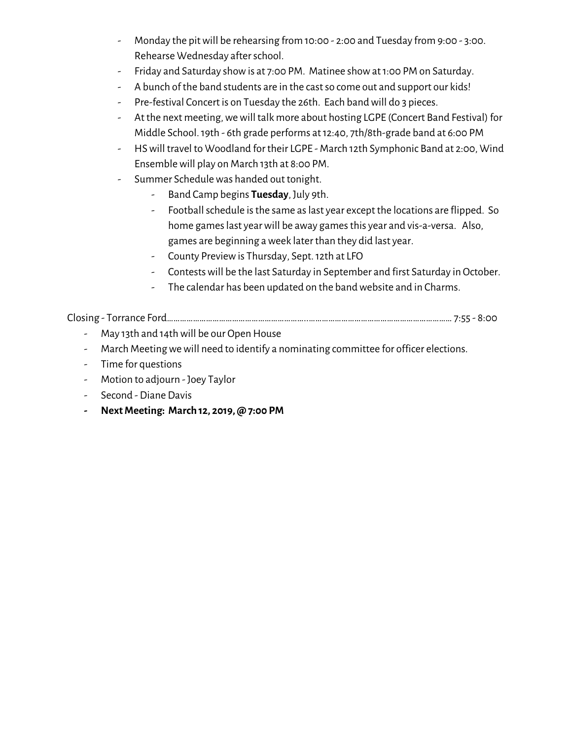- Monday the pit will be rehearsing from 10:00 - 2:00 and Tuesday from 9:00 - 3:00. Rehearse Wednesday after school.
- Friday and Saturday show is at 7:00 PM. Matinee show at 1:00 PM on Saturday.
- A bunch of the band students are in the cast so come out and support our kids!
- Pre-festival Concert is on Tuesday the 26th. Each band will do 3 pieces.
- At the next meeting, we will talk more about hosting LGPE (Concert Band Festival) for Middle School. 19th - 6th grade performs at 12:40, 7th/8th-grade band at 6:00 PM
- HS will travel to Woodland for their LGPE - March 12th Symphonic Band at 2:00, Wind Ensemble will play on March 13th at 8:00 PM.
- Summer Schedule was handed out tonight.
    - Band Camp begins **Tuesday**, July 9th.
    - Football schedule is the same as last year except the locations are flipped. So home games last year will be away games this year and vis-a-versa. Also, games are beginning a week later than they did last year.
    - County Preview is Thursday, Sept. 12th at LFO
    - Contests will be the last Saturday in September and first Saturday in October.
    - The calendar has been updated on the band website and in Charms.

Closing - Torrance Ford………………………………………………………………………………………………………………… 7:55 - 8:00

- May 13th and 14th will be our Open House
- March Meeting we will need to identify a nominating committee for officer elections.
- Time for questions
- Motion to adjourn - Joey Taylor
- Second - Diane Davis
- **Next Meeting: March 12, 2019, @ 7:00 PM**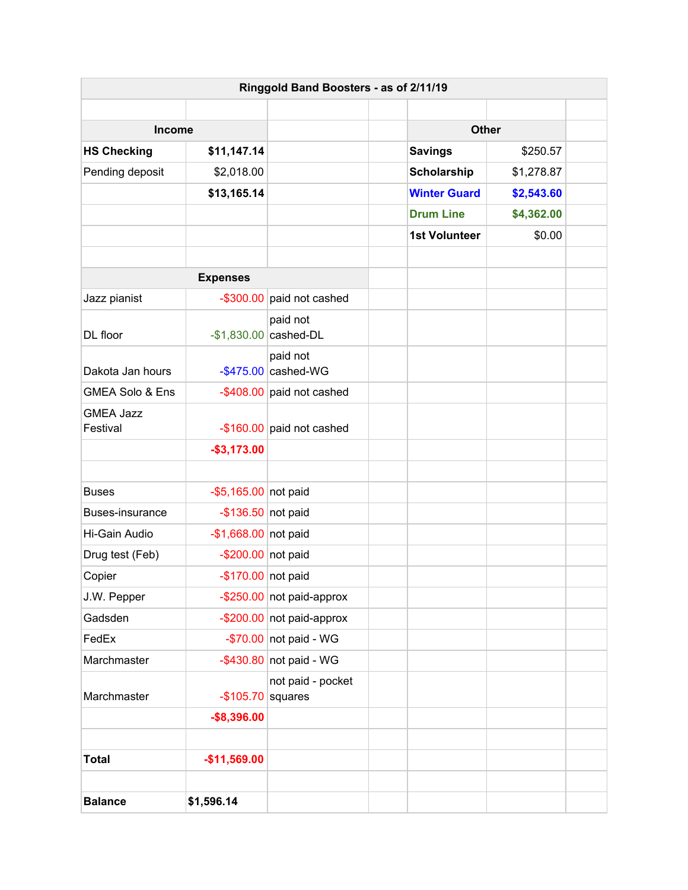| Ringgold Band Boosters - as of 2/11/19 | | | | | | |
|---|---|---|---|---|---|---|
| | | | | | | |
| **Income** | | | | **Other** | | |
| **HS Checking** | **$11,147.14** | | | **Savings** | $250.57 | |
| Pending deposit | $2,018.00 | | | **Scholarship** | $1,278.87 | |
| | **$13,165.14** | | | **Winter Guard** | **$2,543.60** | |
| | | | | **Drum Line** | **$4,362.00** | |
| | | | | **1st Volunteer** | $0.00 | |
| | | | | | | |
| **Expenses** | | | | | | |
| Jazz pianist | -$300.00 | paid not cashed | | | | |
| DL floor | -$1,830.00 | paid not cashed-DL | | | | |
| Dakota Jan hours | -$475.00 | paid not cashed-WG | | | | |
| GMEA Solo & Ens | -$408.00 | paid not cashed | | | | |
| GMEA Jazz Festival | -$160.00 | paid not cashed | | | | |
| | **-$3,173.00** | | | | | |
| | | | | | | |
| Buses | -$5,165.00 | not paid | | | | |
| Buses-insurance | -$136.50 | not paid | | | | |
| Hi-Gain Audio | -$1,668.00 | not paid | | | | |
| Drug test (Feb) | -$200.00 | not paid | | | | |
| Copier | -$170.00 | not paid | | | | |
| J.W. Pepper | -$250.00 | not paid-approx | | | | |
| Gadsden | -$200.00 | not paid-approx | | | | |
| FedEx | -$70.00 | not paid - WG | | | | |
| Marchmaster | -$430.80 | not paid - WG | | | | |
| Marchmaster | -$105.70 | not paid - pocket squares | | | | |
| | **-$8,396.00** | | | | | |
| | | | | | | |
| **Total** | **-$11,569.00** | | | | | |
| | | | | | | |
| **Balance** | **$1,596.14** | | | | | |